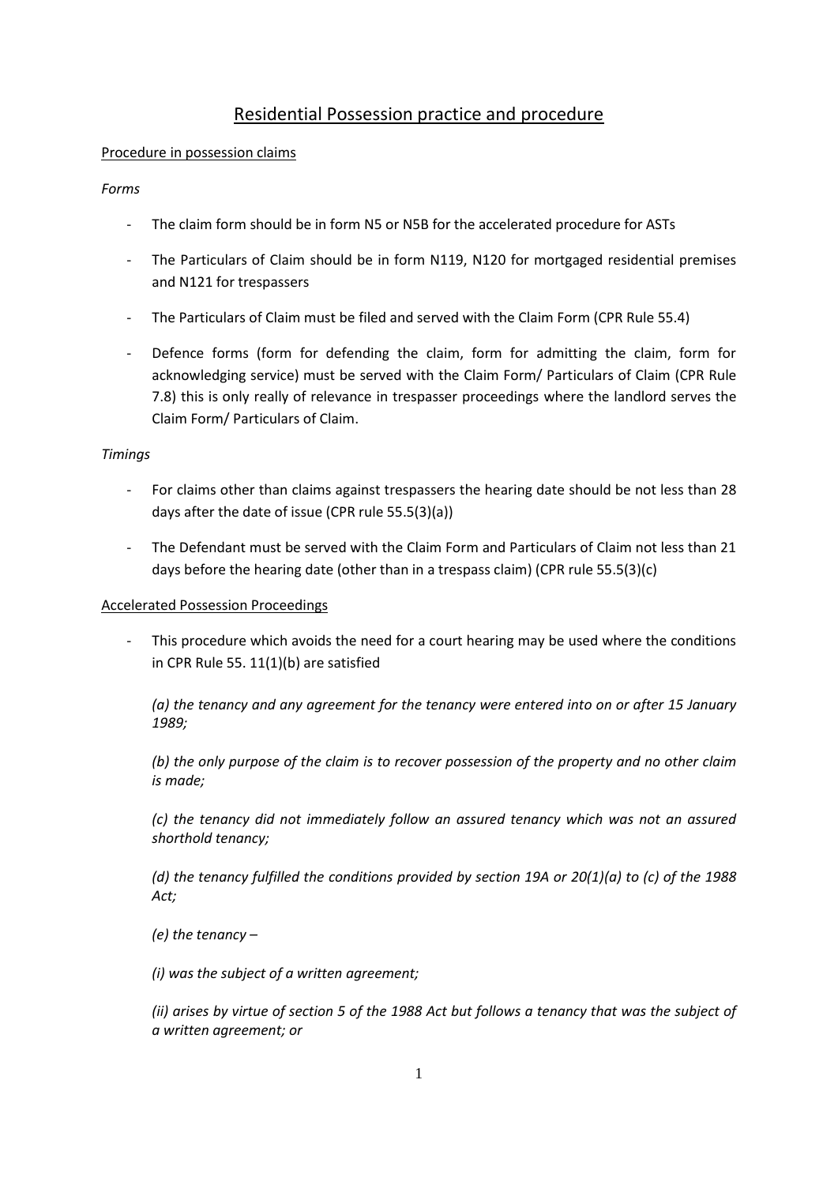# Residential Possession practice and procedure

## Procedure in possession claims

### *Forms*

- The claim form should be in form N5 or N5B for the accelerated procedure for ASTs
- The Particulars of Claim should be in form N119, N120 for mortgaged residential premises and N121 for trespassers
- The Particulars of Claim must be filed and served with the Claim Form (CPR Rule 55.4)
- Defence forms (form for defending the claim, form for admitting the claim, form for acknowledging service) must be served with the Claim Form/ Particulars of Claim (CPR Rule 7.8) this is only really of relevance in trespasser proceedings where the landlord serves the Claim Form/ Particulars of Claim.

### *Timings*

- For claims other than claims against trespassers the hearing date should be not less than 28 days after the date of issue (CPR rule 55.5(3)(a))
- The Defendant must be served with the Claim Form and Particulars of Claim not less than 21 days before the hearing date (other than in a trespass claim) (CPR rule 55.5(3)(c)

## Accelerated Possession Proceedings

- This procedure which avoids the need for a court hearing may be used where the conditions in CPR Rule 55. 11(1)(b) are satisfied

  *(a) the tenancy and any agreement for the tenancy were entered into on or after 15 January 1989;*

  *(b) the only purpose of the claim is to recover possession of the property and no other claim is made;*

  *(c) the tenancy did not immediately follow an assured tenancy which was not an assured shorthold tenancy;*

  *(d) the tenancy fulfilled the conditions provided by section 19A or 20(1)(a) to (c) of the 1988 Act;*

  *(e) the tenancy –*

  *(i) was the subject of a written agreement;*

  *(ii) arises by virtue of section 5 of the 1988 Act but follows a tenancy that was the subject of a written agreement; or*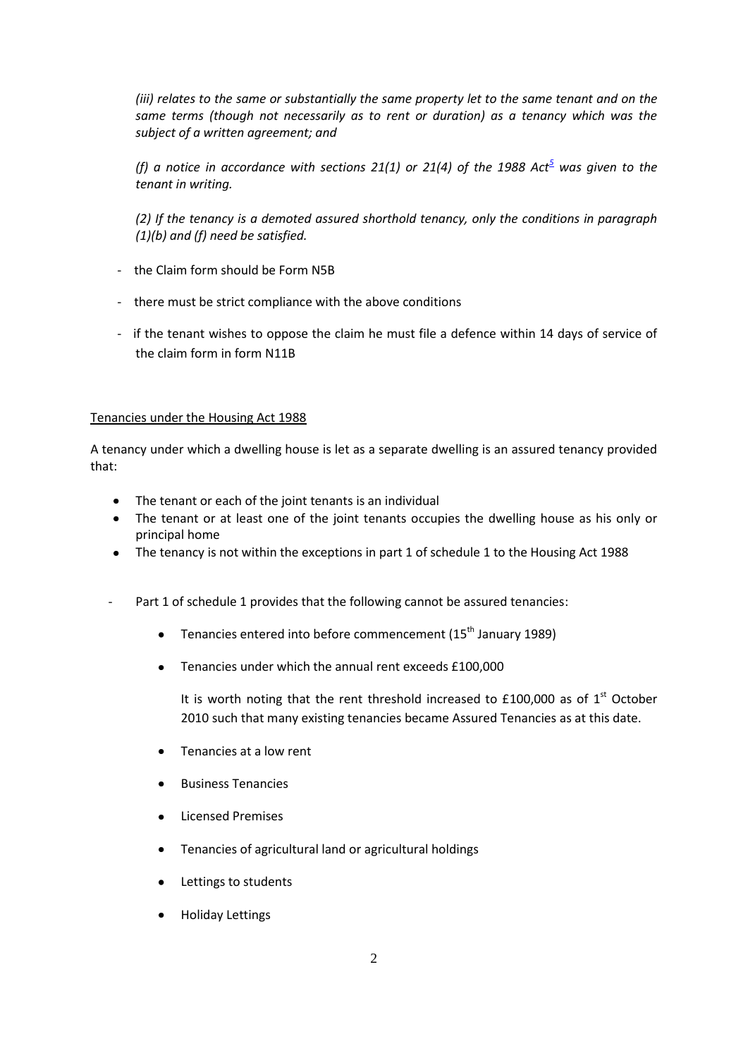*(iii) relates to the same or substantially the same property let to the same tenant and on the same terms (though not necessarily as to rent or duration) as a tenancy which was the subject of a written agreement; and*

*(f) a notice in accordance with sections 21(1) or 21(4) of the 1988 Act*[5] *was given to the tenant in writing.*

*(2) If the tenancy is a demoted assured shorthold tenancy, only the conditions in paragraph (1)(b) and (f) need be satisfied.*

- the Claim form should be Form N5B
- there must be strict compliance with the above conditions
- if the tenant wishes to oppose the claim he must file a defence within 14 days of service of the claim form in form N11B

<u>Tenancies under the Housing Act 1988</u>

A tenancy under which a dwelling house is let as a separate dwelling is an assured tenancy provided that:

- The tenant or each of the joint tenants is an individual
- The tenant or at least one of the joint tenants occupies the dwelling house as his only or principal home
- The tenancy is not within the exceptions in part 1 of schedule 1 to the Housing Act 1988

- Part 1 of schedule 1 provides that the following cannot be assured tenancies:

    - Tenancies entered into before commencement (15th January 1989)
    - Tenancies under which the annual rent exceeds £100,000

      It is worth noting that the rent threshold increased to £100,000 as of 1st October 2010 such that many existing tenancies became Assured Tenancies as at this date.

    - Tenancies at a low rent
    - Business Tenancies
    - Licensed Premises
    - Tenancies of agricultural land or agricultural holdings
    - Lettings to students
    - Holiday Lettings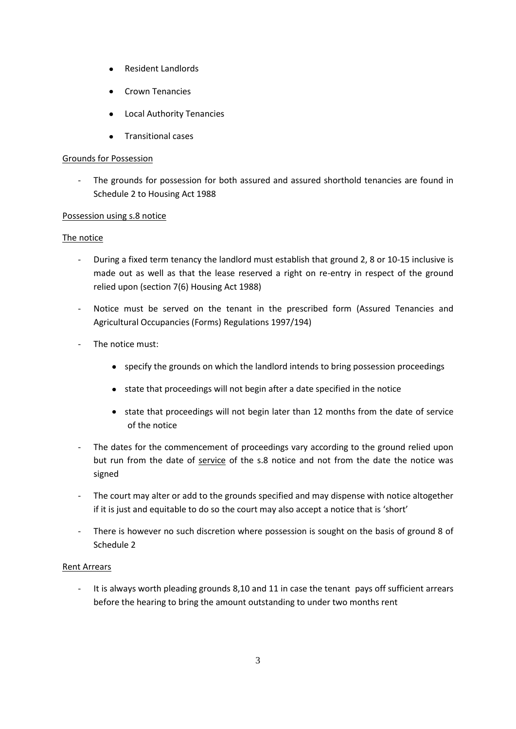- Resident Landlords
- Crown Tenancies
- Local Authority Tenancies
- Transitional cases

<u>Grounds for Possession</u>

- The grounds for possession for both assured and assured shorthold tenancies are found in Schedule 2 to Housing Act 1988

<u>Possession using s.8 notice</u>

<u>The notice</u>

- During a fixed term tenancy the landlord must establish that ground 2, 8 or 10-15 inclusive is made out as well as that the lease reserved a right on re-entry in respect of the ground relied upon (section 7(6) Housing Act 1988)
- Notice must be served on the tenant in the prescribed form (Assured Tenancies and Agricultural Occupancies (Forms) Regulations 1997/194)
- The notice must:
  - specify the grounds on which the landlord intends to bring possession proceedings
  - state that proceedings will not begin after a date specified in the notice
  - state that proceedings will not begin later than 12 months from the date of service of the notice
- The dates for the commencement of proceedings vary according to the ground relied upon but run from the date of <u>service</u> of the s.8 notice and not from the date the notice was signed
- The court may alter or add to the grounds specified and may dispense with notice altogether if it is just and equitable to do so the court may also accept a notice that is 'short'
- There is however no such discretion where possession is sought on the basis of ground 8 of Schedule 2

<u>Rent Arrears</u>

- It is always worth pleading grounds 8,10 and 11 in case the tenant pays off sufficient arrears before the hearing to bring the amount outstanding to under two months rent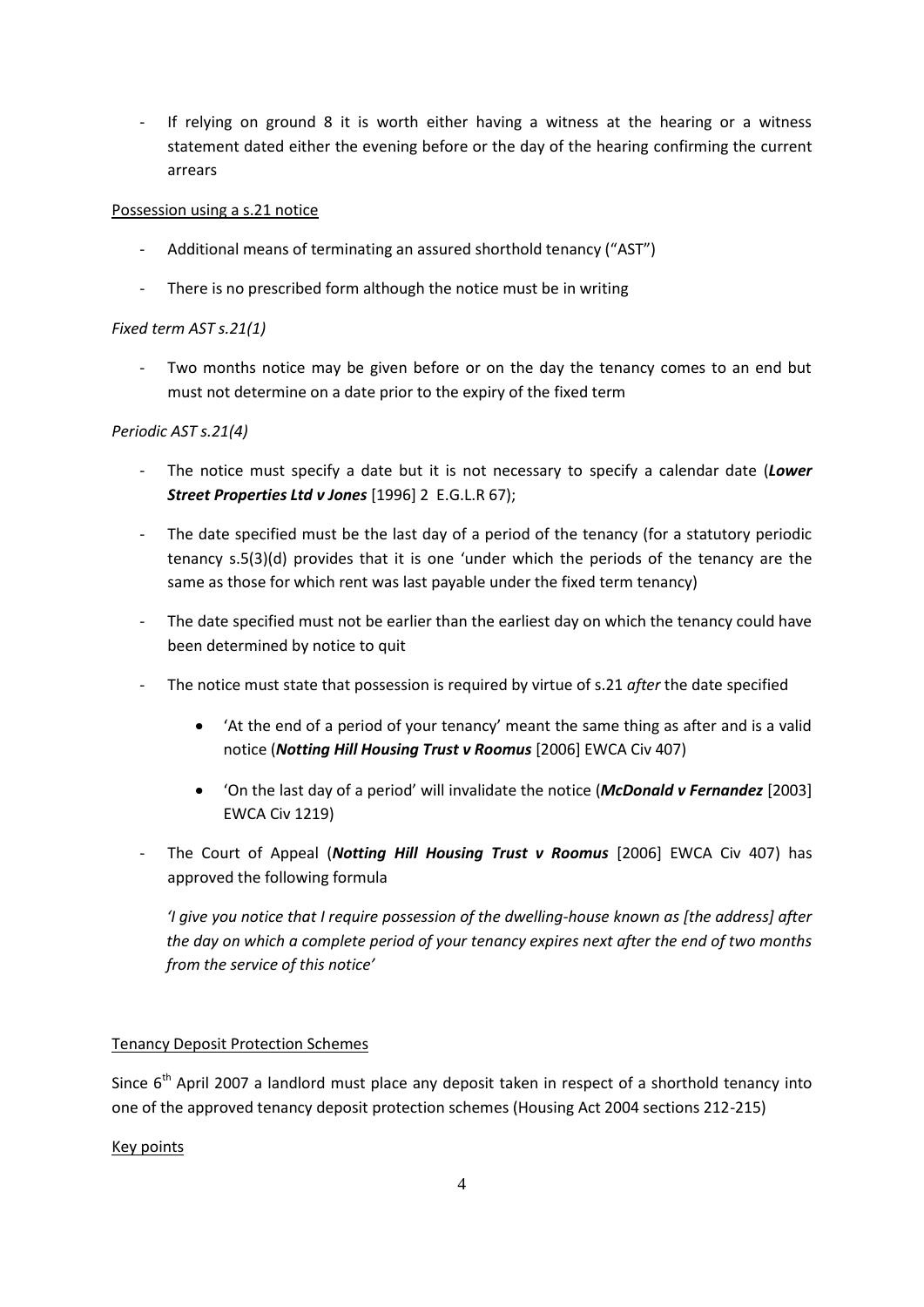- If relying on ground 8 it is worth either having a witness at the hearing or a witness statement dated either the evening before or the day of the hearing confirming the current arrears

Possession using a s.21 notice

- Additional means of terminating an assured shorthold tenancy ("AST")
- There is no prescribed form although the notice must be in writing

*Fixed term AST s.21(1)*

- Two months notice may be given before or on the day the tenancy comes to an end but must not determine on a date prior to the expiry of the fixed term

*Periodic AST s.21(4)*

- The notice must specify a date but it is not necessary to specify a calendar date (***Lower Street Properties Ltd v Jones*** [1996] 2 E.G.L.R 67);
- The date specified must be the last day of a period of the tenancy (for a statutory periodic tenancy s.5(3)(d) provides that it is one 'under which the periods of the tenancy are the same as those for which rent was last payable under the fixed term tenancy)
- The date specified must not be earlier than the earliest day on which the tenancy could have been determined by notice to quit
- The notice must state that possession is required by virtue of s.21 *after* the date specified
    - 'At the end of a period of your tenancy' meant the same thing as after and is a valid notice (***Notting Hill Housing Trust v Roomus*** [2006] EWCA Civ 407)
    - 'On the last day of a period' will invalidate the notice (***McDonald v Fernandez*** [2003] EWCA Civ 1219)
- The Court of Appeal (***Notting Hill Housing Trust v Roomus*** [2006] EWCA Civ 407) has approved the following formula

  *'I give you notice that I require possession of the dwelling-house known as [the address] after the day on which a complete period of your tenancy expires next after the end of two months from the service of this notice'*

Tenancy Deposit Protection Schemes

Since 6th April 2007 a landlord must place any deposit taken in respect of a shorthold tenancy into one of the approved tenancy deposit protection schemes (Housing Act 2004 sections 212-215)

Key points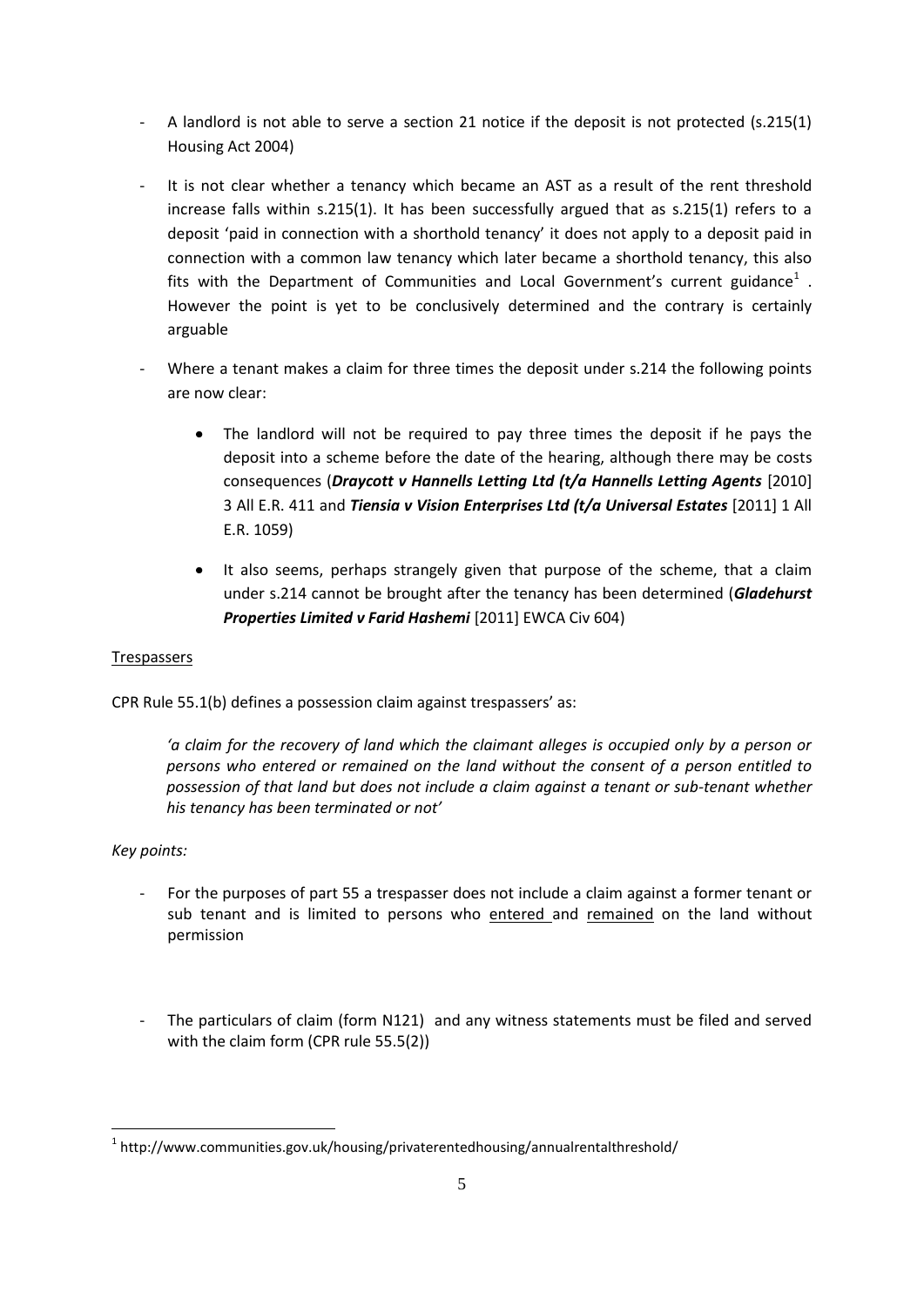- A landlord is not able to serve a section 21 notice if the deposit is not protected (s.215(1) Housing Act 2004)

- It is not clear whether a tenancy which became an AST as a result of the rent threshold increase falls within s.215(1). It has been successfully argued that as s.215(1) refers to a deposit 'paid in connection with a shorthold tenancy' it does not apply to a deposit paid in connection with a common law tenancy which later became a shorthold tenancy, this also fits with the Department of Communities and Local Government's current guidance[1] . However the point is yet to be conclusively determined and the contrary is certainly arguable

- Where a tenant makes a claim for three times the deposit under s.214 the following points are now clear:

    - The landlord will not be required to pay three times the deposit if he pays the deposit into a scheme before the date of the hearing, although there may be costs consequences (***Draycott v Hannells Letting Ltd (t/a Hannells Letting Agents*** [2010] 3 All E.R. 411 and ***Tiensia v Vision Enterprises Ltd (t/a Universal Estates*** [2011] 1 All E.R. 1059)

    - It also seems, perhaps strangely given that purpose of the scheme, that a claim under s.214 cannot be brought after the tenancy has been determined (***Gladehurst Properties Limited v Farid Hashemi*** [2011] EWCA Civ 604)

<u>Trespassers</u>

CPR Rule 55.1(b) defines a possession claim against trespassers' as:

> *'a claim for the recovery of land which the claimant alleges is occupied only by a person or persons who entered or remained on the land without the consent of a person entitled to possession of that land but does not include a claim against a tenant or sub-tenant whether his tenancy has been terminated or not'*

*Key points:*

- For the purposes of part 55 a trespasser does not include a claim against a former tenant or sub tenant and is limited to persons who <u>entered</u> and <u>remained</u> on the land without permission

- The particulars of claim (form N121) and any witness statements must be filed and served with the claim form (CPR rule 55.5(2))

[1] http://www.communities.gov.uk/housing/privaterentedhousing/annualrentalthreshold/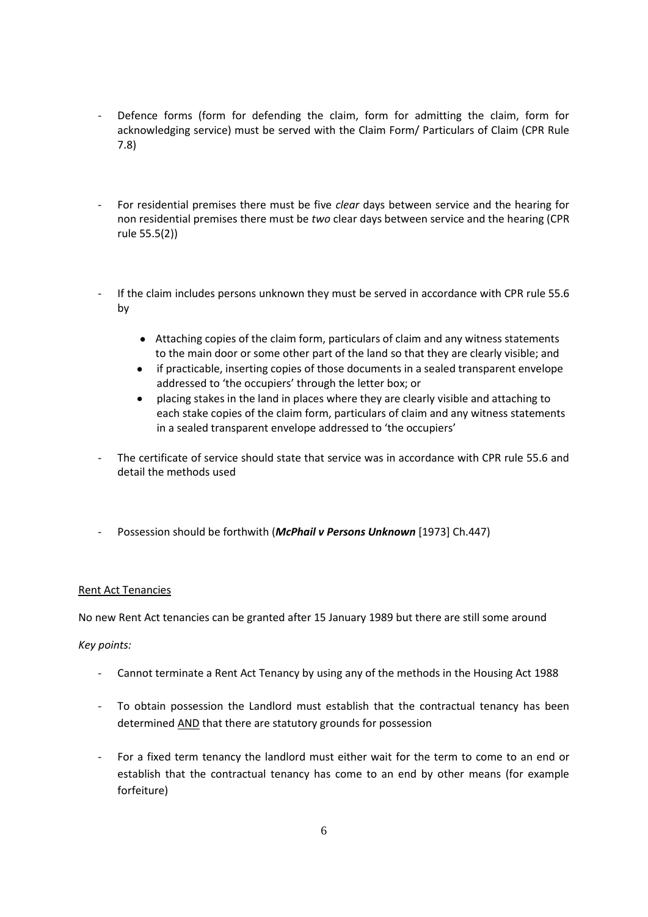- Defence forms (form for defending the claim, form for admitting the claim, form for acknowledging service) must be served with the Claim Form/ Particulars of Claim (CPR Rule 7.8)

- For residential premises there must be five *clear* days between service and the hearing for non residential premises there must be *two* clear days between service and the hearing (CPR rule 55.5(2))

- If the claim includes persons unknown they must be served in accordance with CPR rule 55.6 by

  - Attaching copies of the claim form, particulars of claim and any witness statements to the main door or some other part of the land so that they are clearly visible; and
  - if practicable, inserting copies of those documents in a sealed transparent envelope addressed to 'the occupiers' through the letter box; or
  - placing stakes in the land in places where they are clearly visible and attaching to each stake copies of the claim form, particulars of claim and any witness statements in a sealed transparent envelope addressed to 'the occupiers'

- The certificate of service should state that service was in accordance with CPR rule 55.6 and detail the methods used

- Possession should be forthwith (***McPhail v Persons Unknown*** [1973] Ch.447)

## Rent Act Tenancies

No new Rent Act tenancies can be granted after 15 January 1989 but there are still some around

*Key points:*

- Cannot terminate a Rent Act Tenancy by using any of the methods in the Housing Act 1988

- To obtain possession the Landlord must establish that the contractual tenancy has been determined <u>AND</u> that there are statutory grounds for possession

- For a fixed term tenancy the landlord must either wait for the term to come to an end or establish that the contractual tenancy has come to an end by other means (for example forfeiture)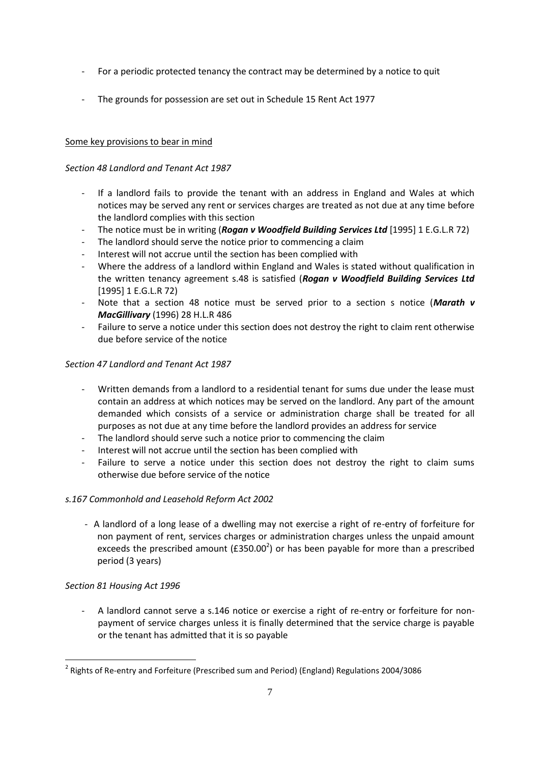- For a periodic protected tenancy the contract may be determined by a notice to quit
- The grounds for possession are set out in Schedule 15 Rent Act 1977

Some key provisions to bear in mind

*Section 48 Landlord and Tenant Act 1987*

- If a landlord fails to provide the tenant with an address in England and Wales at which notices may be served any rent or services charges are treated as not due at any time before the landlord complies with this section
- The notice must be in writing (***Rogan v Woodfield Building Services Ltd*** [1995] 1 E.G.L.R 72)
- The landlord should serve the notice prior to commencing a claim
- Interest will not accrue until the section has been complied with
- Where the address of a landlord within England and Wales is stated without qualification in the written tenancy agreement s.48 is satisfied (***Rogan v Woodfield Building Services Ltd*** [1995] 1 E.G.L.R 72)
- Note that a section 48 notice must be served prior to a section s notice (***Marath v MacGillivary*** (1996) 28 H.L.R 486
- Failure to serve a notice under this section does not destroy the right to claim rent otherwise due before service of the notice

*Section 47 Landlord and Tenant Act 1987*

- Written demands from a landlord to a residential tenant for sums due under the lease must contain an address at which notices may be served on the landlord. Any part of the amount demanded which consists of a service or administration charge shall be treated for all purposes as not due at any time before the landlord provides an address for service
- The landlord should serve such a notice prior to commencing the claim
- Interest will not accrue until the section has been complied with
- Failure to serve a notice under this section does not destroy the right to claim sums otherwise due before service of the notice

*s.167 Commonhold and Leasehold Reform Act 2002*

- A landlord of a long lease of a dwelling may not exercise a right of re-entry of forfeiture for non payment of rent, services charges or administration charges unless the unpaid amount exceeds the prescribed amount (£350.00[2]) or has been payable for more than a prescribed period (3 years)

*Section 81 Housing Act 1996*

- A landlord cannot serve a s.146 notice or exercise a right of re-entry or forfeiture for non-payment of service charges unless it is finally determined that the service charge is payable or the tenant has admitted that it is so payable

[2] Rights of Re-entry and Forfeiture (Prescribed sum and Period) (England) Regulations 2004/3086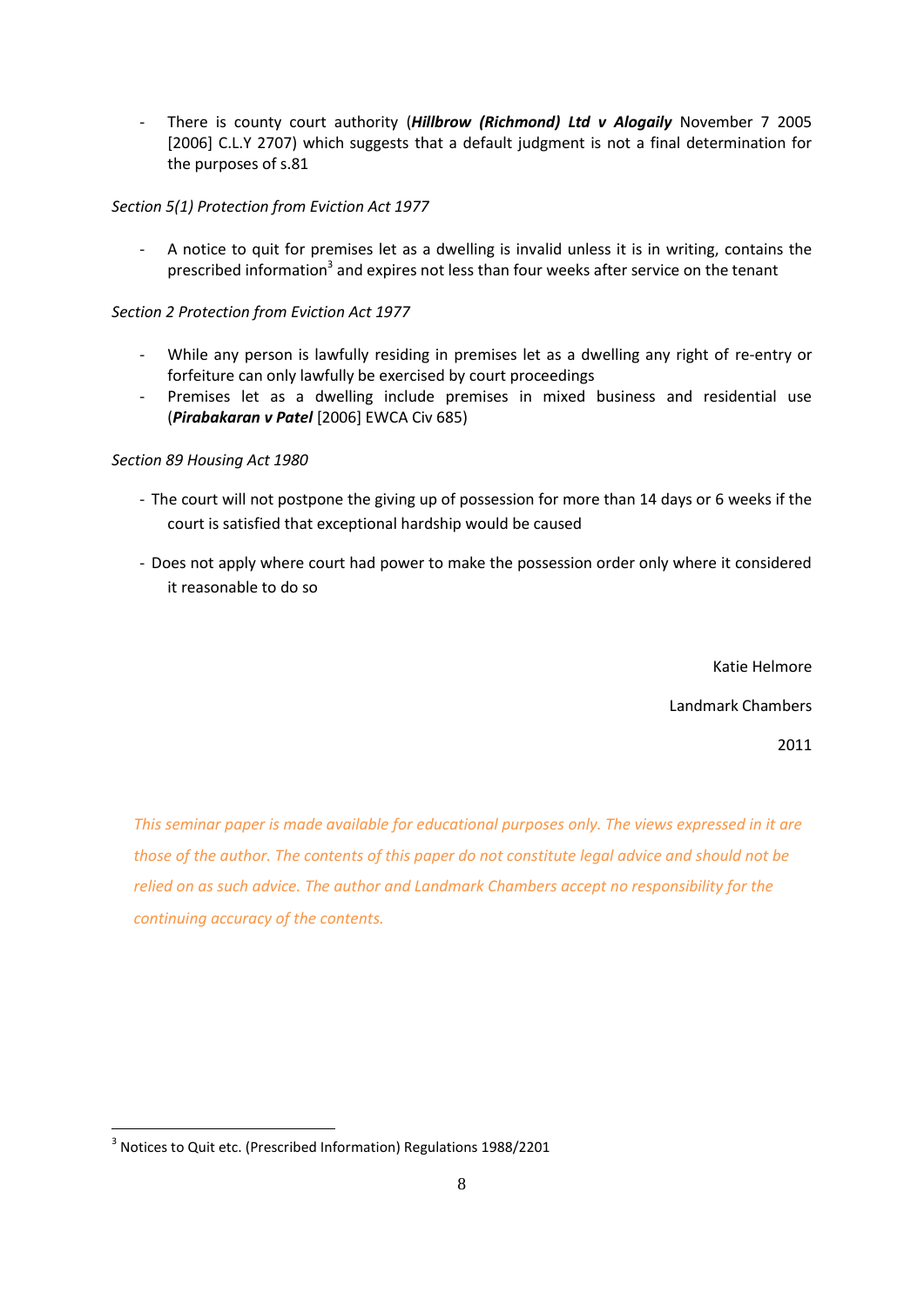- There is county court authority (***Hillbrow (Richmond) Ltd v Alogaily*** November 7 2005 [2006] C.L.Y 2707) which suggests that a default judgment is not a final determination for the purposes of s.81

*Section 5(1) Protection from Eviction Act 1977*

- A notice to quit for premises let as a dwelling is invalid unless it is in writing, contains the prescribed information[3] and expires not less than four weeks after service on the tenant

*Section 2 Protection from Eviction Act 1977*

- While any person is lawfully residing in premises let as a dwelling any right of re-entry or forfeiture can only lawfully be exercised by court proceedings
- Premises let as a dwelling include premises in mixed business and residential use (***Pirabakaran v Patel*** [2006] EWCA Civ 685)

*Section 89 Housing Act 1980*

- The court will not postpone the giving up of possession for more than 14 days or 6 weeks if the court is satisfied that exceptional hardship would be caused

- Does not apply where court had power to make the possession order only where it considered it reasonable to do so

Katie Helmore

Landmark Chambers

2011

*This seminar paper is made available for educational purposes only. The views expressed in it are those of the author. The contents of this paper do not constitute legal advice and should not be relied on as such advice. The author and Landmark Chambers accept no responsibility for the continuing accuracy of the contents.*

[3] Notices to Quit etc. (Prescribed Information) Regulations 1988/2201